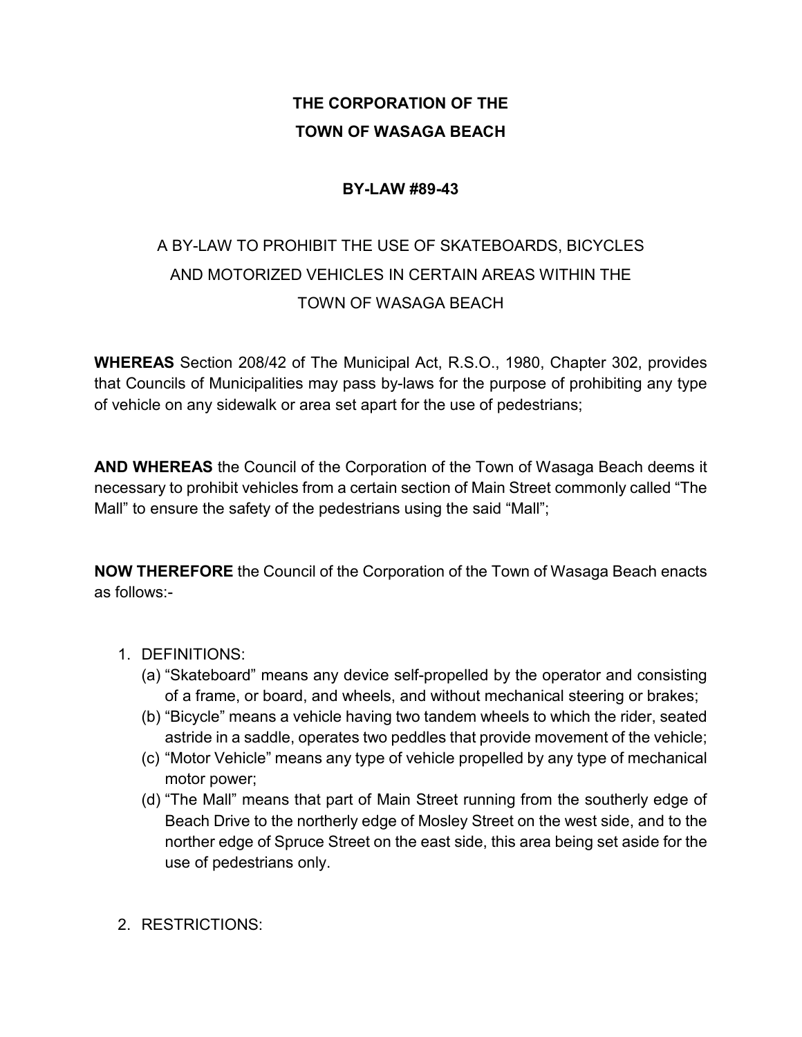**THE CORPORATION OF THE**
**TOWN OF WASAGA BEACH**

**BY-LAW #89-43**

A BY-LAW TO PROHIBIT THE USE OF SKATEBOARDS, BICYCLES AND MOTORIZED VEHICLES IN CERTAIN AREAS WITHIN THE TOWN OF WASAGA BEACH

**WHEREAS** Section 208/42 of The Municipal Act, R.S.O., 1980, Chapter 302, provides that Councils of Municipalities may pass by-laws for the purpose of prohibiting any type of vehicle on any sidewalk or area set apart for the use of pedestrians;

**AND WHEREAS** the Council of the Corporation of the Town of Wasaga Beach deems it necessary to prohibit vehicles from a certain section of Main Street commonly called "The Mall" to ensure the safety of the pedestrians using the said "Mall";

**NOW THEREFORE** the Council of the Corporation of the Town of Wasaga Beach enacts as follows:-

1. DEFINITIONS:
   (a) "Skateboard" means any device self-propelled by the operator and consisting of a frame, or board, and wheels, and without mechanical steering or brakes;
   (b) "Bicycle" means a vehicle having two tandem wheels to which the rider, seated astride in a saddle, operates two peddles that provide movement of the vehicle;
   (c) "Motor Vehicle" means any type of vehicle propelled by any type of mechanical motor power;
   (d) "The Mall" means that part of Main Street running from the southerly edge of Beach Drive to the northerly edge of Mosley Street on the west side, and to the norther edge of Spruce Street on the east side, this area being set aside for the use of pedestrians only.

2. RESTRICTIONS: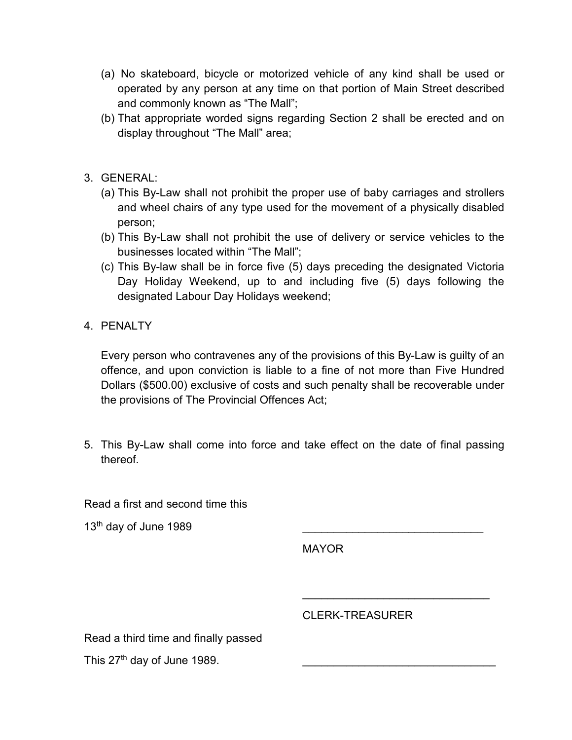(a) No skateboard, bicycle or motorized vehicle of any kind shall be used or operated by any person at any time on that portion of Main Street described and commonly known as "The Mall";

(b) That appropriate worded signs regarding Section 2 shall be erected and on display throughout "The Mall" area;

3. GENERAL:

   (a) This By-Law shall not prohibit the proper use of baby carriages and strollers and wheel chairs of any type used for the movement of a physically disabled person;

   (b) This By-Law shall not prohibit the use of delivery or service vehicles to the businesses located within "The Mall";

   (c) This By-law shall be in force five (5) days preceding the designated Victoria Day Holiday Weekend, up to and including five (5) days following the designated Labour Day Holidays weekend;

4. PENALTY

   Every person who contravenes any of the provisions of this By-Law is guilty of an offence, and upon conviction is liable to a fine of not more than Five Hundred Dollars ($500.00) exclusive of costs and such penalty shall be recoverable under the provisions of The Provincial Offences Act;

5. This By-Law shall come into force and take effect on the date of final passing thereof.

Read a first and second time this

13th day of June 1989

\_\_\_\_\_\_\_\_\_\_\_\_\_\_\_\_\_\_\_\_\_\_\_\_\_\_\_\_\_\_

MAYOR

\_\_\_\_\_\_\_\_\_\_\_\_\_\_\_\_\_\_\_\_\_\_\_\_\_\_\_\_\_\_

CLERK-TREASURER

Read a third time and finally passed

This 27th day of June 1989.

\_\_\_\_\_\_\_\_\_\_\_\_\_\_\_\_\_\_\_\_\_\_\_\_\_\_\_\_\_\_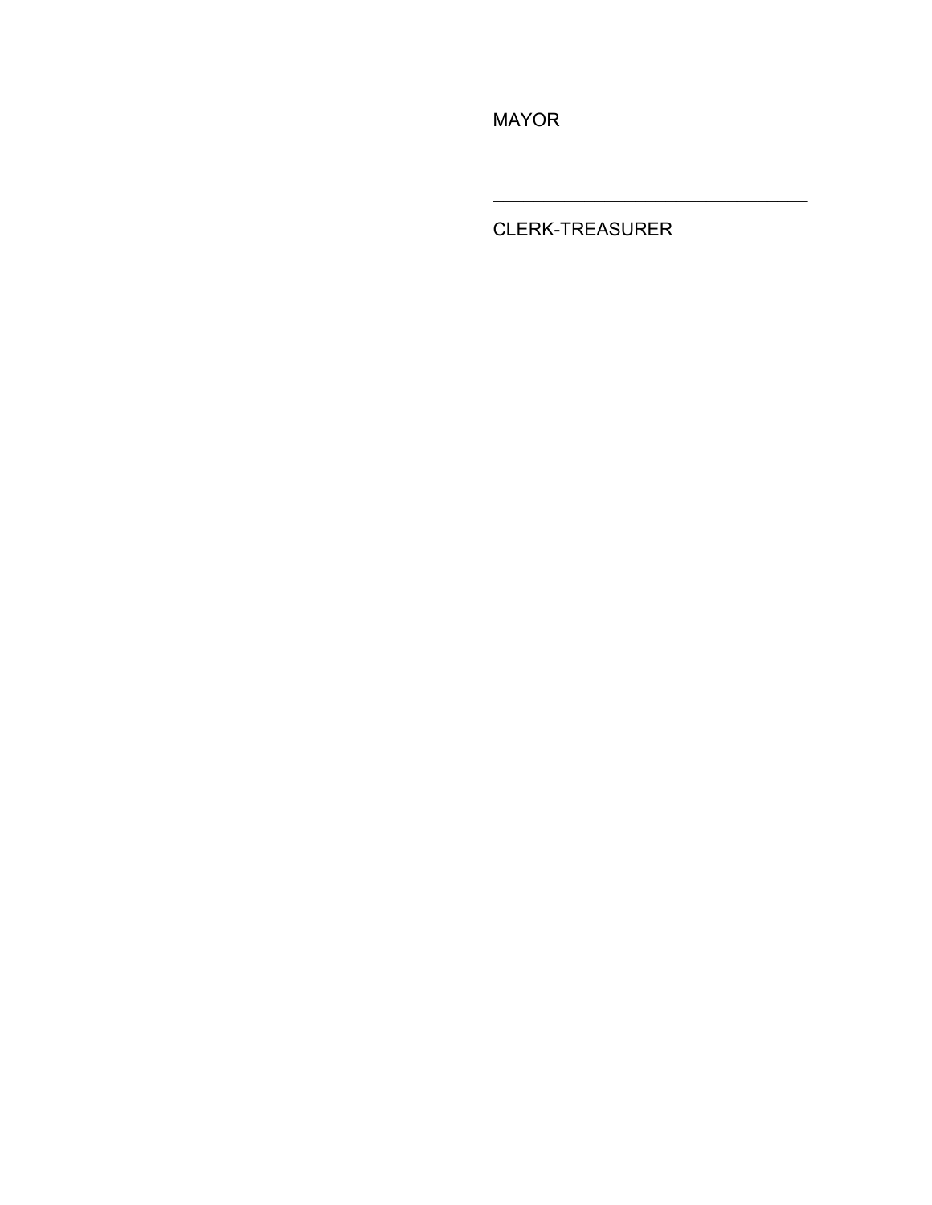MAYOR

_________________________________

CLERK-TREASURER